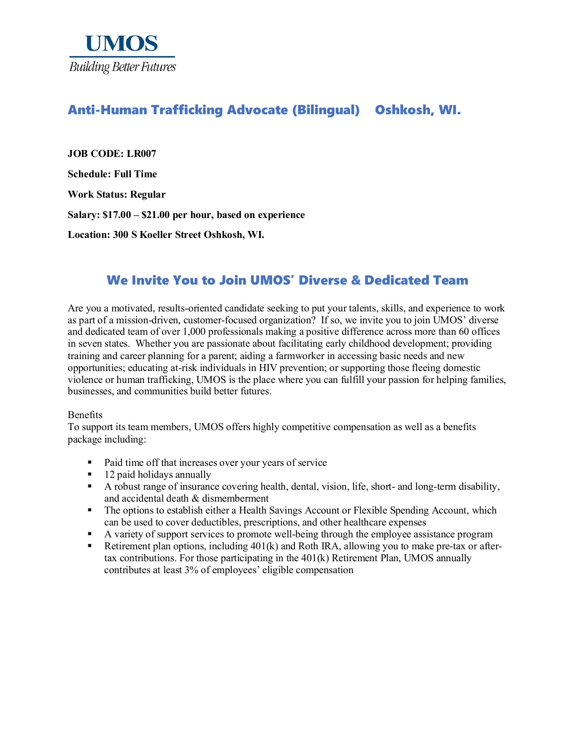**UMOS**

*Building Better Futures*

# Anti-Human Trafficking Advocate (Bilingual) Oshkosh, WI.

**JOB CODE: LR007**

**Schedule: Full Time**

**Work Status: Regular**

**Salary: $17.00 – $21.00 per hour, based on experience**

**Location: 300 S Koeller Street Oshkosh, WI.**

## We Invite You to Join UMOS' Diverse & Dedicated Team

Are you a motivated, results-oriented candidate seeking to put your talents, skills, and experience to work as part of a mission-driven, customer-focused organization? If so, we invite you to join UMOS' diverse and dedicated team of over 1,000 professionals making a positive difference across more than 60 offices in seven states. Whether you are passionate about facilitating early childhood development; providing training and career planning for a parent; aiding a farmworker in accessing basic needs and new opportunities; educating at-risk individuals in HIV prevention; or supporting those fleeing domestic violence or human trafficking, UMOS is the place where you can fulfill your passion for helping families, businesses, and communities build better futures.

Benefits

To support its team members, UMOS offers highly competitive compensation as well as a benefits package including:

- Paid time off that increases over your years of service
- 12 paid holidays annually
- A robust range of insurance covering health, dental, vision, life, short- and long-term disability, and accidental death & dismemberment
- The options to establish either a Health Savings Account or Flexible Spending Account, which can be used to cover deductibles, prescriptions, and other healthcare expenses
- A variety of support services to promote well-being through the employee assistance program
- Retirement plan options, including 401(k) and Roth IRA, allowing you to make pre-tax or after-tax contributions. For those participating in the 401(k) Retirement Plan, UMOS annually contributes at least 3% of employees' eligible compensation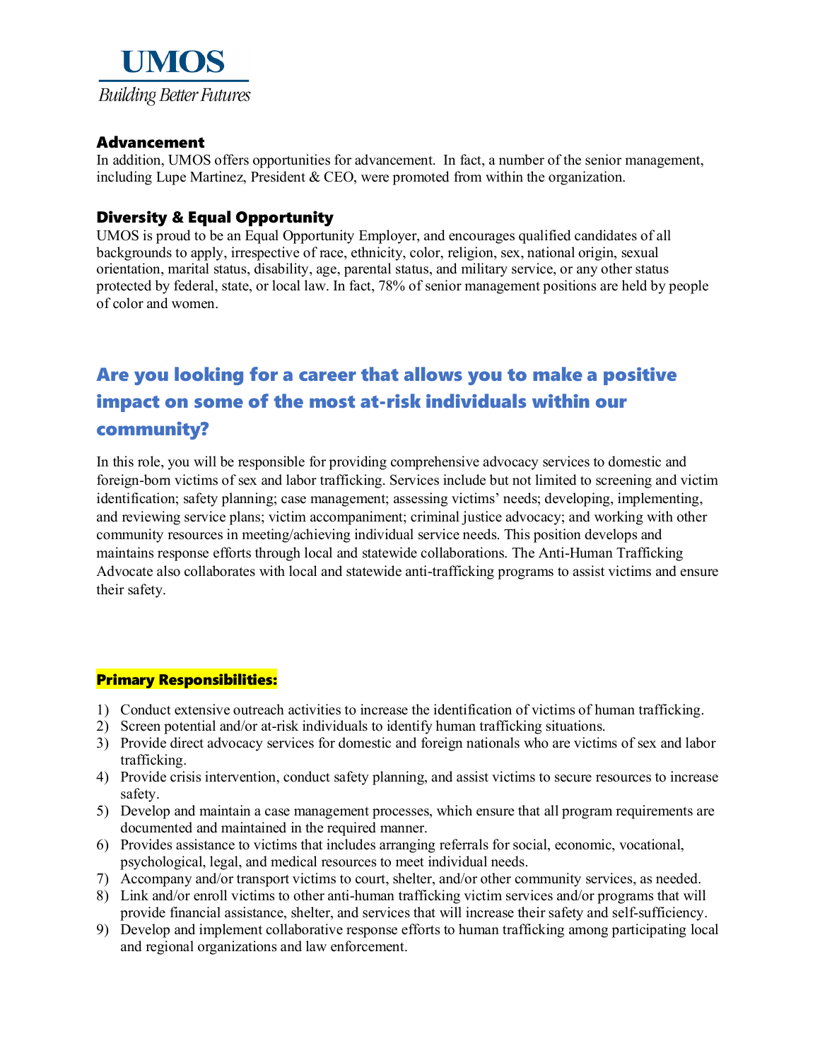# UMOS

*Building Better Futures*

### Advancement

In addition, UMOS offers opportunities for advancement. In fact, a number of the senior management, including Lupe Martinez, President & CEO, were promoted from within the organization.

### Diversity & Equal Opportunity

UMOS is proud to be an Equal Opportunity Employer, and encourages qualified candidates of all backgrounds to apply, irrespective of race, ethnicity, color, religion, sex, national origin, sexual orientation, marital status, disability, age, parental status, and military service, or any other status protected by federal, state, or local law. In fact, 78% of senior management positions are held by people of color and women.

## Are you looking for a career that allows you to make a positive impact on some of the most at-risk individuals within our community?

In this role, you will be responsible for providing comprehensive advocacy services to domestic and foreign-born victims of sex and labor trafficking. Services include but not limited to screening and victim identification; safety planning; case management; assessing victims' needs; developing, implementing, and reviewing service plans; victim accompaniment; criminal justice advocacy; and working with other community resources in meeting/achieving individual service needs. This position develops and maintains response efforts through local and statewide collaborations. The Anti-Human Trafficking Advocate also collaborates with local and statewide anti-trafficking programs to assist victims and ensure their safety.

### Primary Responsibilities:

1) Conduct extensive outreach activities to increase the identification of victims of human trafficking.
2) Screen potential and/or at-risk individuals to identify human trafficking situations.
3) Provide direct advocacy services for domestic and foreign nationals who are victims of sex and labor trafficking.
4) Provide crisis intervention, conduct safety planning, and assist victims to secure resources to increase safety.
5) Develop and maintain a case management processes, which ensure that all program requirements are documented and maintained in the required manner.
6) Provides assistance to victims that includes arranging referrals for social, economic, vocational, psychological, legal, and medical resources to meet individual needs.
7) Accompany and/or transport victims to court, shelter, and/or other community services, as needed.
8) Link and/or enroll victims to other anti-human trafficking victim services and/or programs that will provide financial assistance, shelter, and services that will increase their safety and self-sufficiency.
9) Develop and implement collaborative response efforts to human trafficking among participating local and regional organizations and law enforcement.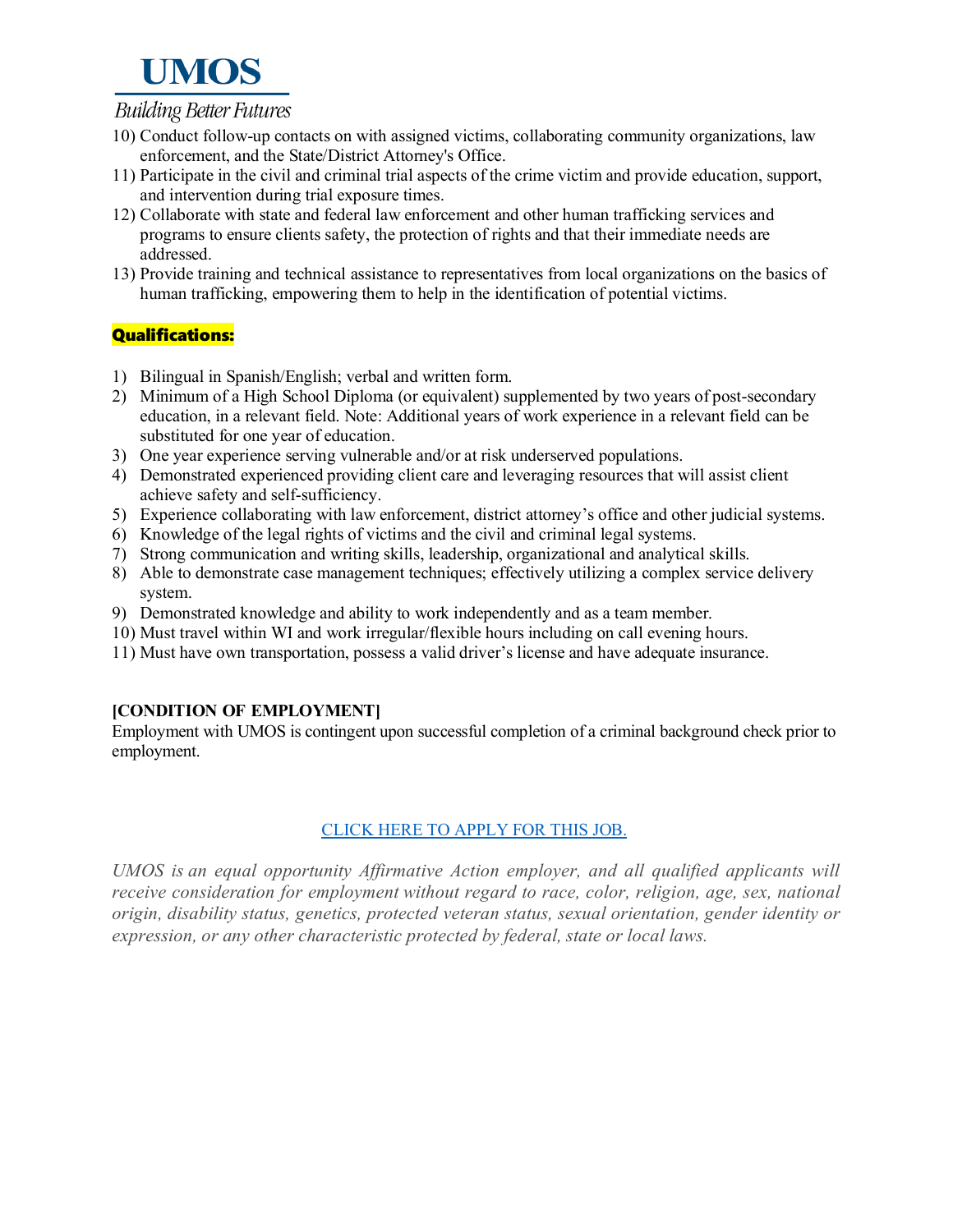10) Conduct follow-up contacts on with assigned victims, collaborating community organizations, law enforcement, and the State/District Attorney's Office.
11) Participate in the civil and criminal trial aspects of the crime victim and provide education, support, and intervention during trial exposure times.
12) Collaborate with state and federal law enforcement and other human trafficking services and programs to ensure clients safety, the protection of rights and that their immediate needs are addressed.
13) Provide training and technical assistance to representatives from local organizations on the basics of human trafficking, empowering them to help in the identification of potential victims.

**Qualifications:**

1) Bilingual in Spanish/English; verbal and written form.
2) Minimum of a High School Diploma (or equivalent) supplemented by two years of post-secondary education, in a relevant field. Note: Additional years of work experience in a relevant field can be substituted for one year of education.
3) One year experience serving vulnerable and/or at risk underserved populations.
4) Demonstrated experienced providing client care and leveraging resources that will assist client achieve safety and self-sufficiency.
5) Experience collaborating with law enforcement, district attorney's office and other judicial systems.
6) Knowledge of the legal rights of victims and the civil and criminal legal systems.
7) Strong communication and writing skills, leadership, organizational and analytical skills.
8) Able to demonstrate case management techniques; effectively utilizing a complex service delivery system.
9) Demonstrated knowledge and ability to work independently and as a team member.
10) Must travel within WI and work irregular/flexible hours including on call evening hours.
11) Must have own transportation, possess a valid driver's license and have adequate insurance.

**[CONDITION OF EMPLOYMENT]**

Employment with UMOS is contingent upon successful completion of a criminal background check prior to employment.

CLICK HERE TO APPLY FOR THIS JOB.

*UMOS is an equal opportunity Affirmative Action employer, and all qualified applicants will receive consideration for employment without regard to race, color, religion, age, sex, national origin, disability status, genetics, protected veteran status, sexual orientation, gender identity or expression, or any other characteristic protected by federal, state or local laws.*